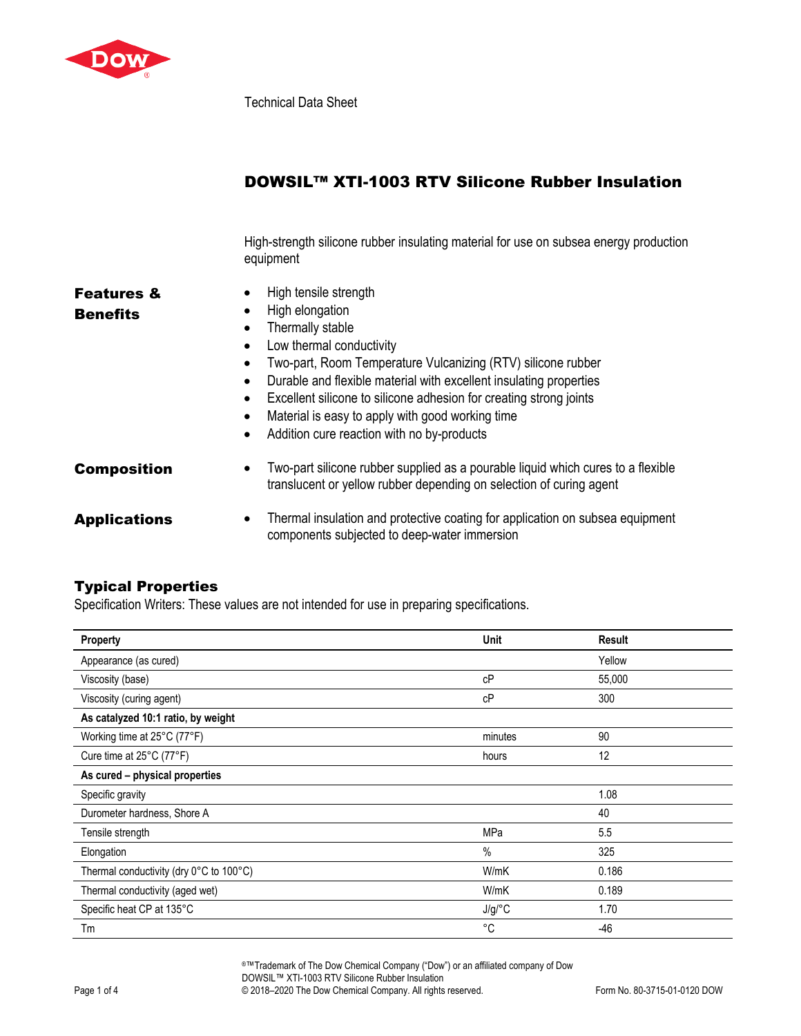Technical Data Sheet

# DOWSIL™ XTI-1003 RTV Silicone Rubber Insulation

High-strength silicone rubber insulating material for use on subsea energy production equipment

## Features & Benefits

- High tensile strength
- High elongation
- Thermally stable
- Low thermal conductivity
- Two-part, Room Temperature Vulcanizing (RTV) silicone rubber
- Durable and flexible material with excellent insulating properties
- Excellent silicone to silicone adhesion for creating strong joints
- Material is easy to apply with good working time
- Addition cure reaction with no by-products

## Composition

- Two-part silicone rubber supplied as a pourable liquid which cures to a flexible translucent or yellow rubber depending on selection of curing agent

## Applications

- Thermal insulation and protective coating for application on subsea equipment components subjected to deep-water immersion

## Typical Properties

Specification Writers: These values are not intended for use in preparing specifications.

| Property | Unit | Result |
|---|---|---|
| Appearance (as cured) | | Yellow |
| Viscosity (base) | cP | 55,000 |
| Viscosity (curing agent) | cP | 300 |
| **As catalyzed 10:1 ratio, by weight** | | |
| Working time at 25°C (77°F) | minutes | 90 |
| Cure time at 25°C (77°F) | hours | 12 |
| **As cured – physical properties** | | |
| Specific gravity | | 1.08 |
| Durometer hardness, Shore A | | 40 |
| Tensile strength | MPa | 5.5 |
| Elongation | % | 325 |
| Thermal conductivity (dry 0°C to 100°C) | W/mK | 0.186 |
| Thermal conductivity (aged wet) | W/mK | 0.189 |
| Specific heat CP at 135°C | J/g/°C | 1.70 |
| Tm | °C | -46 |

®™Trademark of The Dow Chemical Company ("Dow") or an affiliated company of Dow

DOWSIL™ XTI-1003 RTV Silicone Rubber Insulation

© 2018–2020 The Dow Chemical Company. All rights reserved.

Form No. 80-3715-01-0120 DOW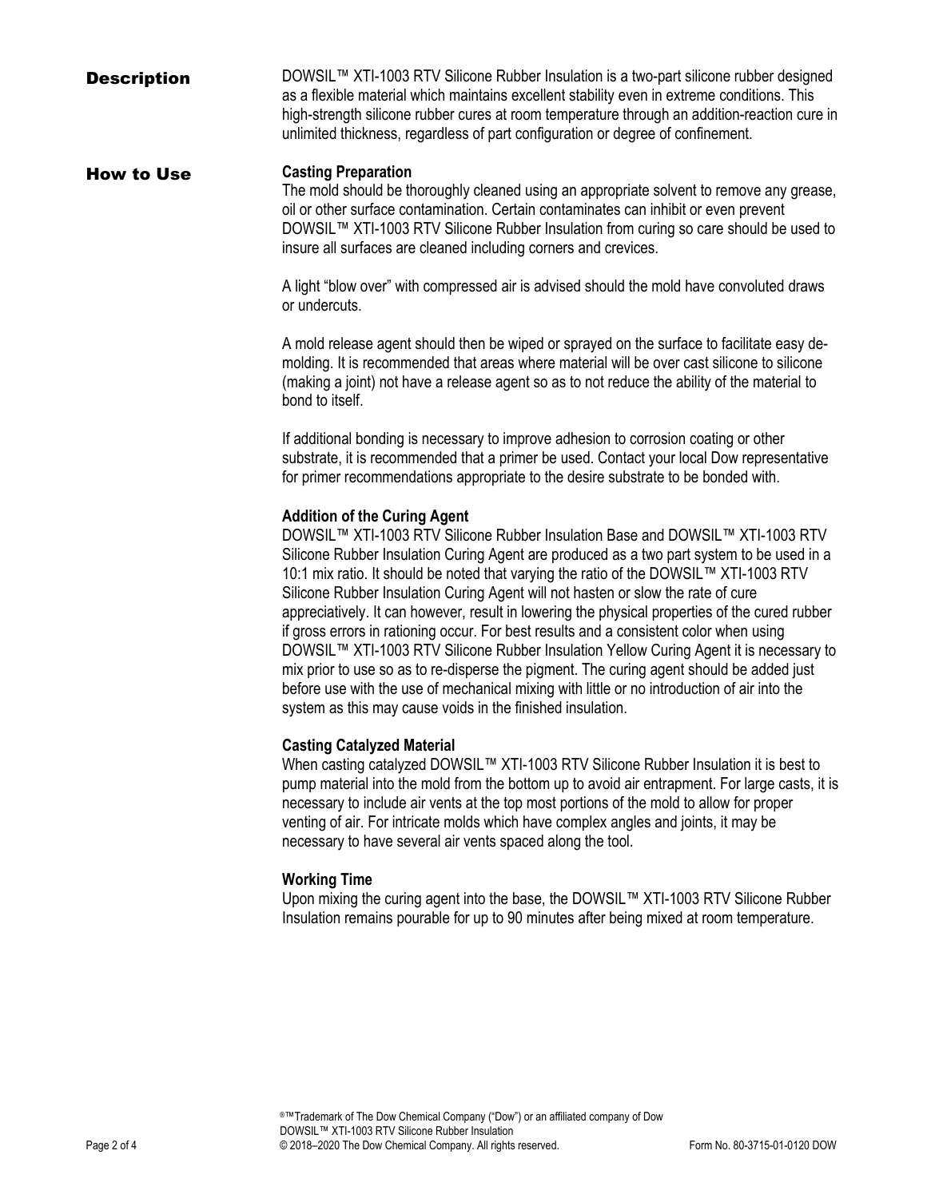## Description

DOWSIL™ XTI-1003 RTV Silicone Rubber Insulation is a two-part silicone rubber designed as a flexible material which maintains excellent stability even in extreme conditions. This high-strength silicone rubber cures at room temperature through an addition-reaction cure in unlimited thickness, regardless of part configuration or degree of confinement.

## How to Use

### Casting Preparation

The mold should be thoroughly cleaned using an appropriate solvent to remove any grease, oil or other surface contamination. Certain contaminates can inhibit or even prevent DOWSIL™ XTI-1003 RTV Silicone Rubber Insulation from curing so care should be used to insure all surfaces are cleaned including corners and crevices.

A light "blow over" with compressed air is advised should the mold have convoluted draws or undercuts.

A mold release agent should then be wiped or sprayed on the surface to facilitate easy de-molding. It is recommended that areas where material will be over cast silicone to silicone (making a joint) not have a release agent so as to not reduce the ability of the material to bond to itself.

If additional bonding is necessary to improve adhesion to corrosion coating or other substrate, it is recommended that a primer be used. Contact your local Dow representative for primer recommendations appropriate to the desire substrate to be bonded with.

### Addition of the Curing Agent

DOWSIL™ XTI-1003 RTV Silicone Rubber Insulation Base and DOWSIL™ XTI-1003 RTV Silicone Rubber Insulation Curing Agent are produced as a two part system to be used in a 10:1 mix ratio. It should be noted that varying the ratio of the DOWSIL™ XTI-1003 RTV Silicone Rubber Insulation Curing Agent will not hasten or slow the rate of cure appreciatively. It can however, result in lowering the physical properties of the cured rubber if gross errors in rationing occur. For best results and a consistent color when using DOWSIL™ XTI-1003 RTV Silicone Rubber Insulation Yellow Curing Agent it is necessary to mix prior to use so as to re-disperse the pigment. The curing agent should be added just before use with the use of mechanical mixing with little or no introduction of air into the system as this may cause voids in the finished insulation.

### Casting Catalyzed Material

When casting catalyzed DOWSIL™ XTI-1003 RTV Silicone Rubber Insulation it is best to pump material into the mold from the bottom up to avoid air entrapment. For large casts, it is necessary to include air vents at the top most portions of the mold to allow for proper venting of air. For intricate molds which have complex angles and joints, it may be necessary to have several air vents spaced along the tool.

### Working Time

Upon mixing the curing agent into the base, the DOWSIL™ XTI-1003 RTV Silicone Rubber Insulation remains pourable for up to 90 minutes after being mixed at room temperature.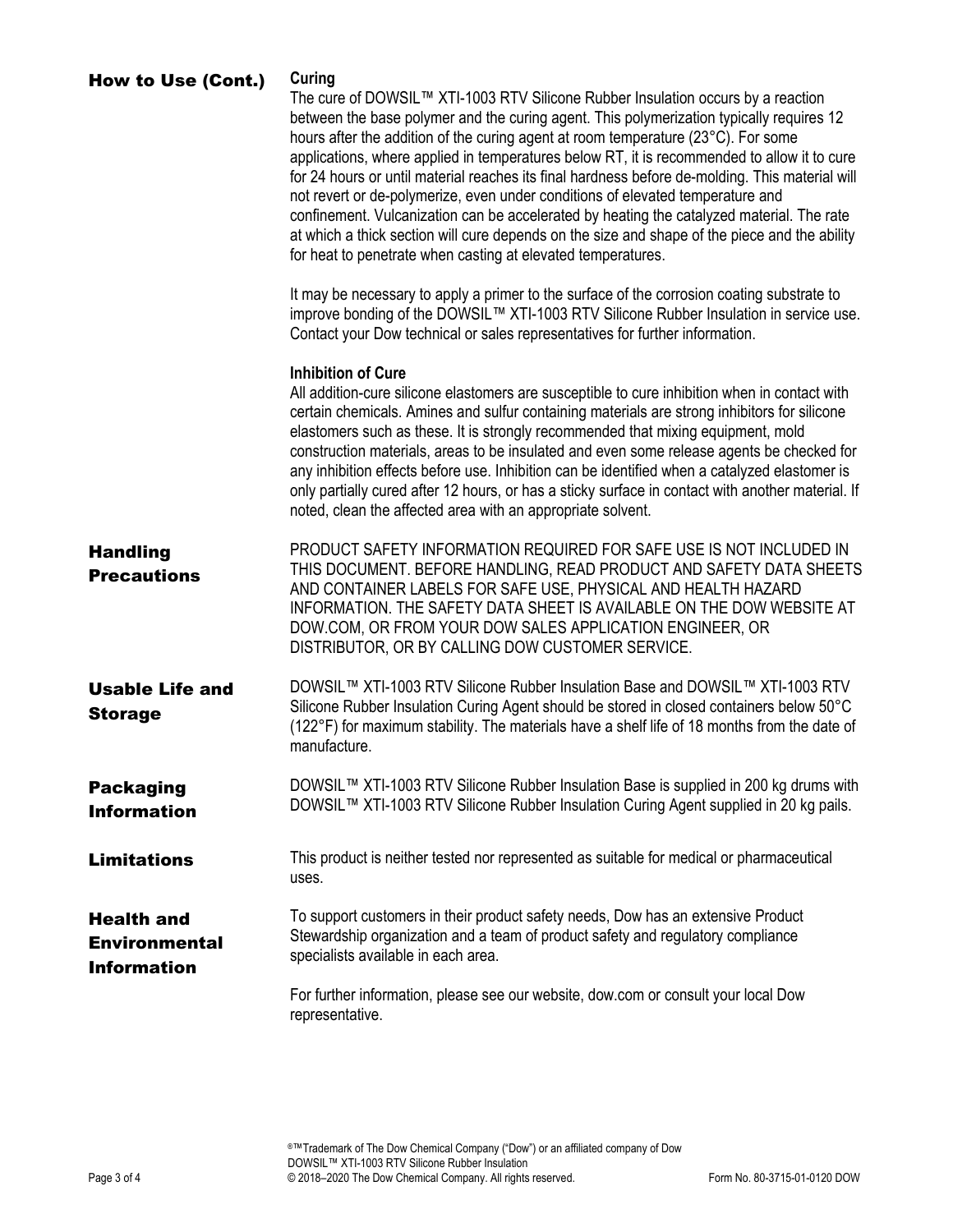## How to Use (Cont.)

### Curing

The cure of DOWSIL™ XTI-1003 RTV Silicone Rubber Insulation occurs by a reaction between the base polymer and the curing agent. This polymerization typically requires 12 hours after the addition of the curing agent at room temperature (23°C). For some applications, where applied in temperatures below RT, it is recommended to allow it to cure for 24 hours or until material reaches its final hardness before de-molding. This material will not revert or de-polymerize, even under conditions of elevated temperature and confinement. Vulcanization can be accelerated by heating the catalyzed material. The rate at which a thick section will cure depends on the size and shape of the piece and the ability for heat to penetrate when casting at elevated temperatures.

It may be necessary to apply a primer to the surface of the corrosion coating substrate to improve bonding of the DOWSIL™ XTI-1003 RTV Silicone Rubber Insulation in service use. Contact your Dow technical or sales representatives for further information.

### Inhibition of Cure

All addition-cure silicone elastomers are susceptible to cure inhibition when in contact with certain chemicals. Amines and sulfur containing materials are strong inhibitors for silicone elastomers such as these. It is strongly recommended that mixing equipment, mold construction materials, areas to be insulated and even some release agents be checked for any inhibition effects before use. Inhibition can be identified when a catalyzed elastomer is only partially cured after 12 hours, or has a sticky surface in contact with another material. If noted, clean the affected area with an appropriate solvent.

## Handling Precautions

PRODUCT SAFETY INFORMATION REQUIRED FOR SAFE USE IS NOT INCLUDED IN THIS DOCUMENT. BEFORE HANDLING, READ PRODUCT AND SAFETY DATA SHEETS AND CONTAINER LABELS FOR SAFE USE, PHYSICAL AND HEALTH HAZARD INFORMATION. THE SAFETY DATA SHEET IS AVAILABLE ON THE DOW WEBSITE AT DOW.COM, OR FROM YOUR DOW SALES APPLICATION ENGINEER, OR DISTRIBUTOR, OR BY CALLING DOW CUSTOMER SERVICE.

## Usable Life and Storage

DOWSIL™ XTI-1003 RTV Silicone Rubber Insulation Base and DOWSIL™ XTI-1003 RTV Silicone Rubber Insulation Curing Agent should be stored in closed containers below 50°C (122°F) for maximum stability. The materials have a shelf life of 18 months from the date of manufacture.

## Packaging Information

DOWSIL™ XTI-1003 RTV Silicone Rubber Insulation Base is supplied in 200 kg drums with DOWSIL™ XTI-1003 RTV Silicone Rubber Insulation Curing Agent supplied in 20 kg pails.

## Limitations

This product is neither tested nor represented as suitable for medical or pharmaceutical uses.

## Health and Environmental Information

To support customers in their product safety needs, Dow has an extensive Product Stewardship organization and a team of product safety and regulatory compliance specialists available in each area.

For further information, please see our website, dow.com or consult your local Dow representative.

®™Trademark of The Dow Chemical Company ("Dow") or an affiliated company of Dow
DOWSIL™ XTI-1003 RTV Silicone Rubber Insulation
© 2018–2020 The Dow Chemical Company. All rights reserved. Form No. 80-3715-01-0120 DOW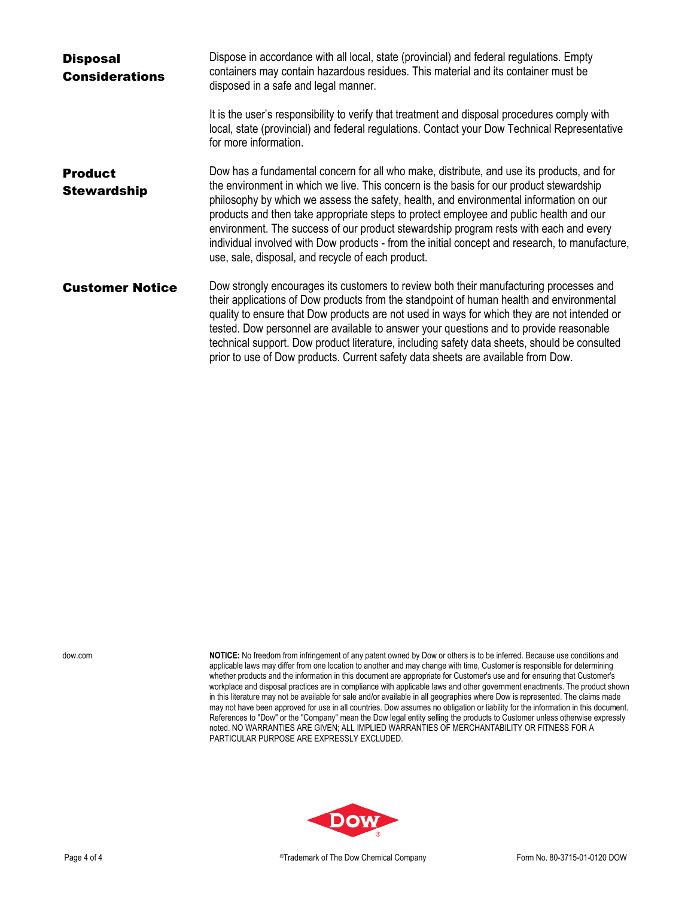## Disposal Considerations

Dispose in accordance with all local, state (provincial) and federal regulations. Empty containers may contain hazardous residues. This material and its container must be disposed in a safe and legal manner.

It is the user's responsibility to verify that treatment and disposal procedures comply with local, state (provincial) and federal regulations. Contact your Dow Technical Representative for more information.

## Product Stewardship

Dow has a fundamental concern for all who make, distribute, and use its products, and for the environment in which we live. This concern is the basis for our product stewardship philosophy by which we assess the safety, health, and environmental information on our products and then take appropriate steps to protect employee and public health and our environment. The success of our product stewardship program rests with each and every individual involved with Dow products - from the initial concept and research, to manufacture, use, sale, disposal, and recycle of each product.

## Customer Notice

Dow strongly encourages its customers to review both their manufacturing processes and their applications of Dow products from the standpoint of human health and environmental quality to ensure that Dow products are not used in ways for which they are not intended or tested. Dow personnel are available to answer your questions and to provide reasonable technical support. Dow product literature, including safety data sheets, should be consulted prior to use of Dow products. Current safety data sheets are available from Dow.

dow.com

**NOTICE:** No freedom from infringement of any patent owned by Dow or others is to be inferred. Because use conditions and applicable laws may differ from one location to another and may change with time, Customer is responsible for determining whether products and the information in this document are appropriate for Customer's use and for ensuring that Customer's workplace and disposal practices are in compliance with applicable laws and other government enactments. The product shown in this literature may not be available for sale and/or available in all geographies where Dow is represented. The claims made may not have been approved for use in all countries. Dow assumes no obligation or liability for the information in this document. References to "Dow" or the "Company" mean the Dow legal entity selling the products to Customer unless otherwise expressly noted. NO WARRANTIES ARE GIVEN; ALL IMPLIED WARRANTIES OF MERCHANTABILITY OR FITNESS FOR A PARTICULAR PURPOSE ARE EXPRESSLY EXCLUDED.

®Trademark of The Dow Chemical Company

Form No. 80-3715-01-0120 DOW